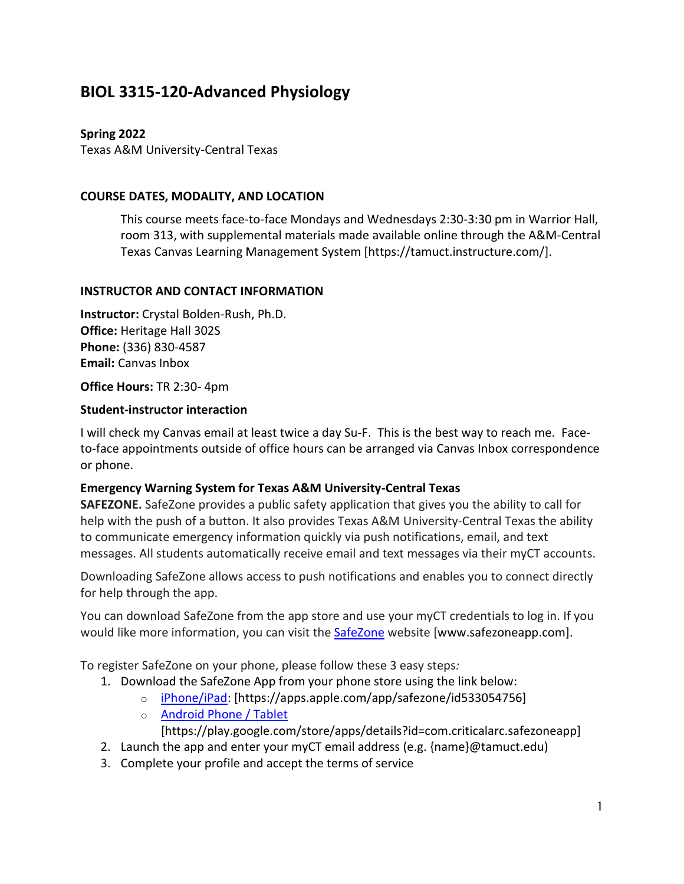# BIOL 3315-120-Advanced Physiology

**Spring 2022**
Texas A&M University-Central Texas

## COURSE DATES, MODALITY, AND LOCATION

This course meets face-to-face Mondays and Wednesdays 2:30-3:30 pm in Warrior Hall, room 313, with supplemental materials made available online through the A&M-Central Texas Canvas Learning Management System [https://tamuct.instructure.com/].

## INSTRUCTOR AND CONTACT INFORMATION

**Instructor:** Crystal Bolden-Rush, Ph.D.
**Office:** Heritage Hall 302S
**Phone:** (336) 830-4587
**Email:** Canvas Inbox

**Office Hours:** TR 2:30- 4pm

### Student-instructor interaction

I will check my Canvas email at least twice a day Su-F. This is the best way to reach me. Face-to-face appointments outside of office hours can be arranged via Canvas Inbox correspondence or phone.

### Emergency Warning System for Texas A&M University-Central Texas

**SAFEZONE.** SafeZone provides a public safety application that gives you the ability to call for help with the push of a button. It also provides Texas A&M University-Central Texas the ability to communicate emergency information quickly via push notifications, email, and text messages. All students automatically receive email and text messages via their myCT accounts.

Downloading SafeZone allows access to push notifications and enables you to connect directly for help through the app.

You can download SafeZone from the app store and use your myCT credentials to log in. If you would like more information, you can visit the SafeZone website [www.safezoneapp.com].

To register SafeZone on your phone, please follow these 3 easy steps*:*

1. Download the SafeZone App from your phone store using the link below:
   - iPhone/iPad: [https://apps.apple.com/app/safezone/id533054756]
   - Android Phone / Tablet [https://play.google.com/store/apps/details?id=com.criticalarc.safezoneapp]
2. Launch the app and enter your myCT email address (e.g. {name}@tamuct.edu)
3. Complete your profile and accept the terms of service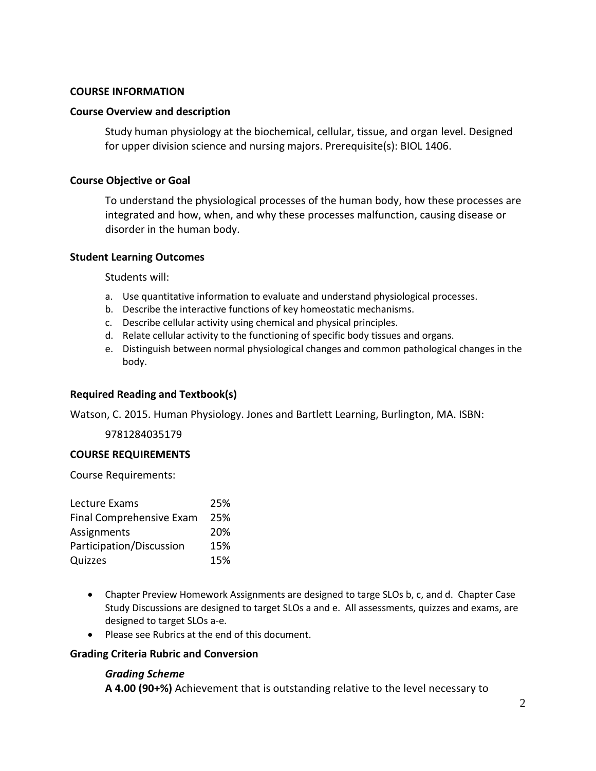## COURSE INFORMATION

### Course Overview and description

Study human physiology at the biochemical, cellular, tissue, and organ level. Designed for upper division science and nursing majors. Prerequisite(s): BIOL 1406.

### Course Objective or Goal

To understand the physiological processes of the human body, how these processes are integrated and how, when, and why these processes malfunction, causing disease or disorder in the human body.

### Student Learning Outcomes

Students will:

a. Use quantitative information to evaluate and understand physiological processes.
b. Describe the interactive functions of key homeostatic mechanisms.
c. Describe cellular activity using chemical and physical principles.
d. Relate cellular activity to the functioning of specific body tissues and organs.
e. Distinguish between normal physiological changes and common pathological changes in the body.

### Required Reading and Textbook(s)

Watson, C. 2015. Human Physiology. Jones and Bartlett Learning, Burlington, MA. ISBN: 9781284035179

## COURSE REQUIREMENTS

Course Requirements:

| | |
|---|---|
| Lecture Exams | 25% |
| Final Comprehensive Exam | 25% |
| Assignments | 20% |
| Participation/Discussion | 15% |
| Quizzes | 15% |

- Chapter Preview Homework Assignments are designed to targe SLOs b, c, and d. Chapter Case Study Discussions are designed to target SLOs a and e. All assessments, quizzes and exams, are designed to target SLOs a-e.
- Please see Rubrics at the end of this document.

### Grading Criteria Rubric and Conversion

***Grading Scheme***

**A 4.00 (90+%)** Achievement that is outstanding relative to the level necessary to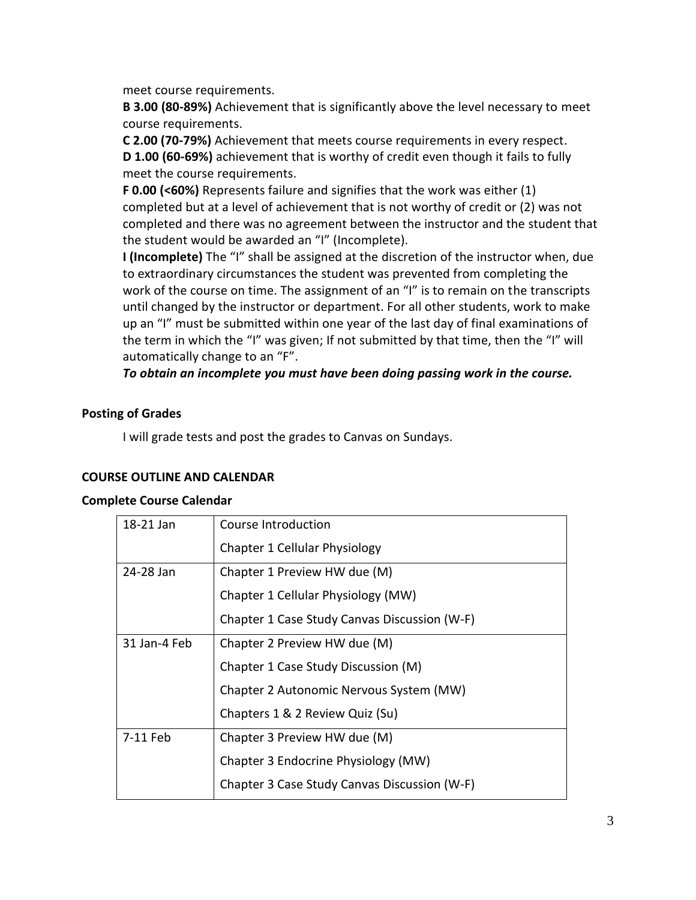meet course requirements.

**B 3.00 (80-89%)** Achievement that is significantly above the level necessary to meet course requirements.

**C 2.00 (70-79%)** Achievement that meets course requirements in every respect.

**D 1.00 (60-69%)** achievement that is worthy of credit even though it fails to fully meet the course requirements.

**F 0.00 (<60%)** Represents failure and signifies that the work was either (1) completed but at a level of achievement that is not worthy of credit or (2) was not completed and there was no agreement between the instructor and the student that the student would be awarded an "I" (Incomplete).

**I (Incomplete)** The "I" shall be assigned at the discretion of the instructor when, due to extraordinary circumstances the student was prevented from completing the work of the course on time. The assignment of an "I" is to remain on the transcripts until changed by the instructor or department. For all other students, work to make up an "I" must be submitted within one year of the last day of final examinations of the term in which the "I" was given; If not submitted by that time, then the "I" will automatically change to an "F".

***To obtain an incomplete you must have been doing passing work in the course.***

### Posting of Grades

I will grade tests and post the grades to Canvas on Sundays.

## COURSE OUTLINE AND CALENDAR

### Complete Course Calendar

| | |
|---|---|
| 18-21 Jan | Course Introduction<br>Chapter 1 Cellular Physiology |
| 24-28 Jan | Chapter 1 Preview HW due (M)<br>Chapter 1 Cellular Physiology (MW)<br>Chapter 1 Case Study Canvas Discussion (W-F) |
| 31 Jan-4 Feb | Chapter 2 Preview HW due (M)<br>Chapter 1 Case Study Discussion (M)<br>Chapter 2 Autonomic Nervous System (MW)<br>Chapters 1 & 2 Review Quiz (Su) |
| 7-11 Feb | Chapter 3 Preview HW due (M)<br>Chapter 3 Endocrine Physiology (MW)<br>Chapter 3 Case Study Canvas Discussion (W-F) |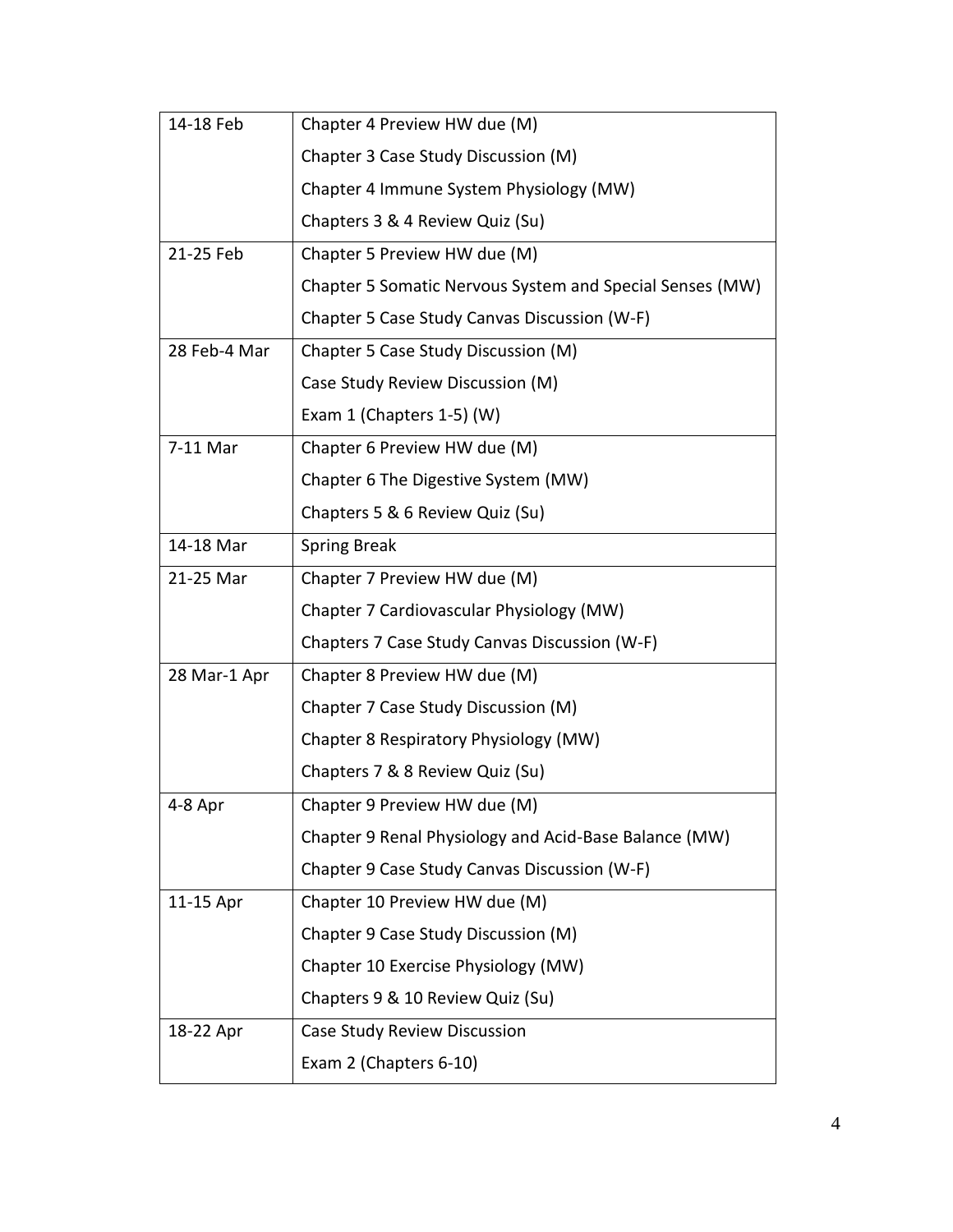| | |
|---|---|
| 14-18 Feb | Chapter 4 Preview HW due (M)<br>Chapter 3 Case Study Discussion (M)<br>Chapter 4 Immune System Physiology (MW)<br>Chapters 3 & 4 Review Quiz (Su) |
| 21-25 Feb | Chapter 5 Preview HW due (M)<br>Chapter 5 Somatic Nervous System and Special Senses (MW)<br>Chapter 5 Case Study Canvas Discussion (W-F) |
| 28 Feb-4 Mar | Chapter 5 Case Study Discussion (M)<br>Case Study Review Discussion (M)<br>Exam 1 (Chapters 1-5) (W) |
| 7-11 Mar | Chapter 6 Preview HW due (M)<br>Chapter 6 The Digestive System (MW)<br>Chapters 5 & 6 Review Quiz (Su) |
| 14-18 Mar | Spring Break |
| 21-25 Mar | Chapter 7 Preview HW due (M)<br>Chapter 7 Cardiovascular Physiology (MW)<br>Chapters 7 Case Study Canvas Discussion (W-F) |
| 28 Mar-1 Apr | Chapter 8 Preview HW due (M)<br>Chapter 7 Case Study Discussion (M)<br>Chapter 8 Respiratory Physiology (MW)<br>Chapters 7 & 8 Review Quiz (Su) |
| 4-8 Apr | Chapter 9 Preview HW due (M)<br>Chapter 9 Renal Physiology and Acid-Base Balance (MW)<br>Chapter 9 Case Study Canvas Discussion (W-F) |
| 11-15 Apr | Chapter 10 Preview HW due (M)<br>Chapter 9 Case Study Discussion (M)<br>Chapter 10 Exercise Physiology (MW)<br>Chapters 9 & 10 Review Quiz (Su) |
| 18-22 Apr | Case Study Review Discussion<br>Exam 2 (Chapters 6-10) |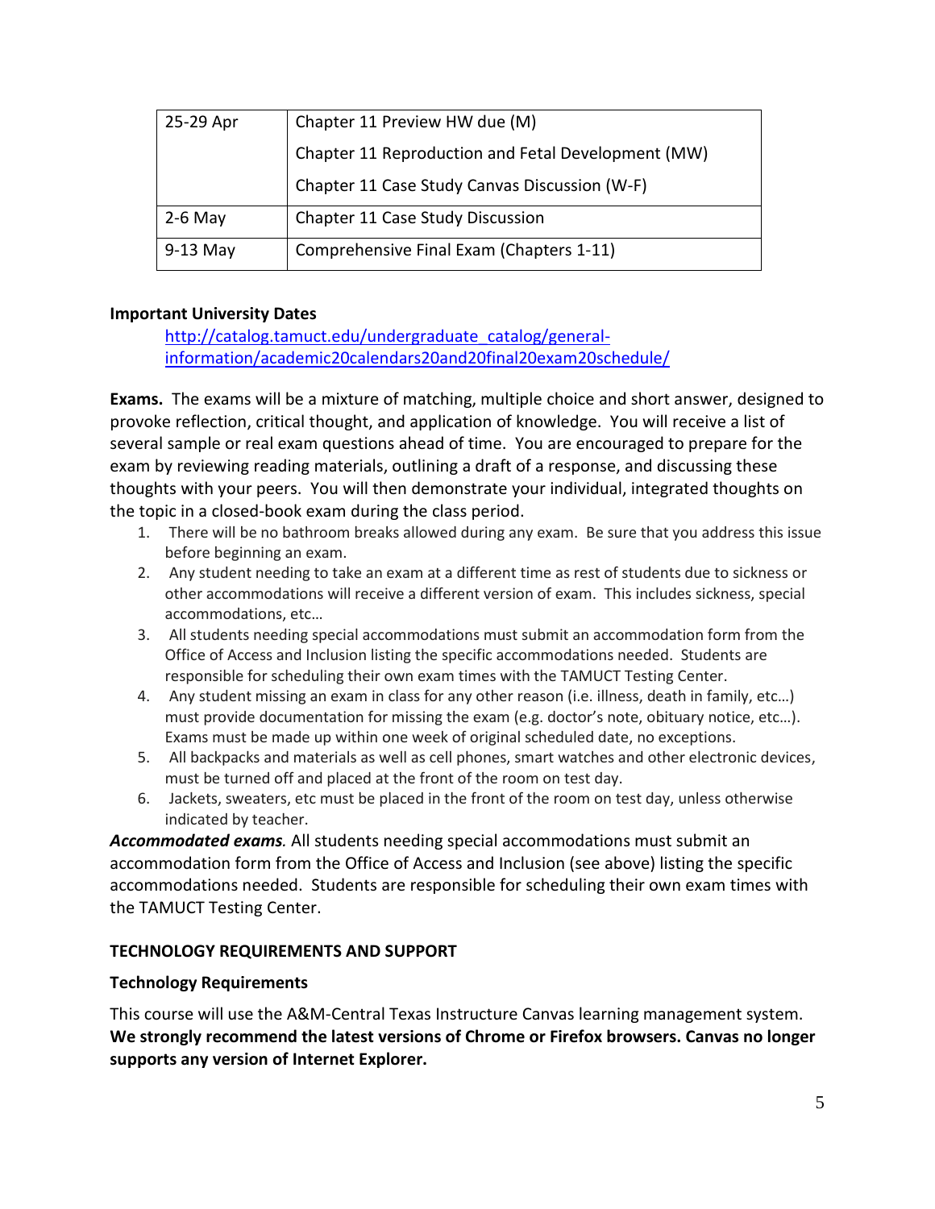| | |
|---|---|
| 25-29 Apr | Chapter 11 Preview HW due (M)<br>Chapter 11 Reproduction and Fetal Development (MW)<br>Chapter 11 Case Study Canvas Discussion (W-F) |
| 2-6 May | Chapter 11 Case Study Discussion |
| 9-13 May | Comprehensive Final Exam (Chapters 1-11) |

**Important University Dates**

http://catalog.tamuct.edu/undergraduate_catalog/general-information/academic20calendars20and20final20exam20schedule/

**Exams.** The exams will be a mixture of matching, multiple choice and short answer, designed to provoke reflection, critical thought, and application of knowledge. You will receive a list of several sample or real exam questions ahead of time. You are encouraged to prepare for the exam by reviewing reading materials, outlining a draft of a response, and discussing these thoughts with your peers. You will then demonstrate your individual, integrated thoughts on the topic in a closed-book exam during the class period.

1. There will be no bathroom breaks allowed during any exam. Be sure that you address this issue before beginning an exam.
2. Any student needing to take an exam at a different time as rest of students due to sickness or other accommodations will receive a different version of exam. This includes sickness, special accommodations, etc…
3. All students needing special accommodations must submit an accommodation form from the Office of Access and Inclusion listing the specific accommodations needed. Students are responsible for scheduling their own exam times with the TAMUCT Testing Center.
4. Any student missing an exam in class for any other reason (i.e. illness, death in family, etc…) must provide documentation for missing the exam (e.g. doctor's note, obituary notice, etc…). Exams must be made up within one week of original scheduled date, no exceptions.
5. All backpacks and materials as well as cell phones, smart watches and other electronic devices, must be turned off and placed at the front of the room on test day.
6. Jackets, sweaters, etc must be placed in the front of the room on test day, unless otherwise indicated by teacher.

***Accommodated exams****.* All students needing special accommodations must submit an accommodation form from the Office of Access and Inclusion (see above) listing the specific accommodations needed. Students are responsible for scheduling their own exam times with the TAMUCT Testing Center.

**TECHNOLOGY REQUIREMENTS AND SUPPORT**

**Technology Requirements**

This course will use the A&M-Central Texas Instructure Canvas learning management system. **We strongly recommend the latest versions of Chrome or Firefox browsers. Canvas no longer supports any version of Internet Explorer.**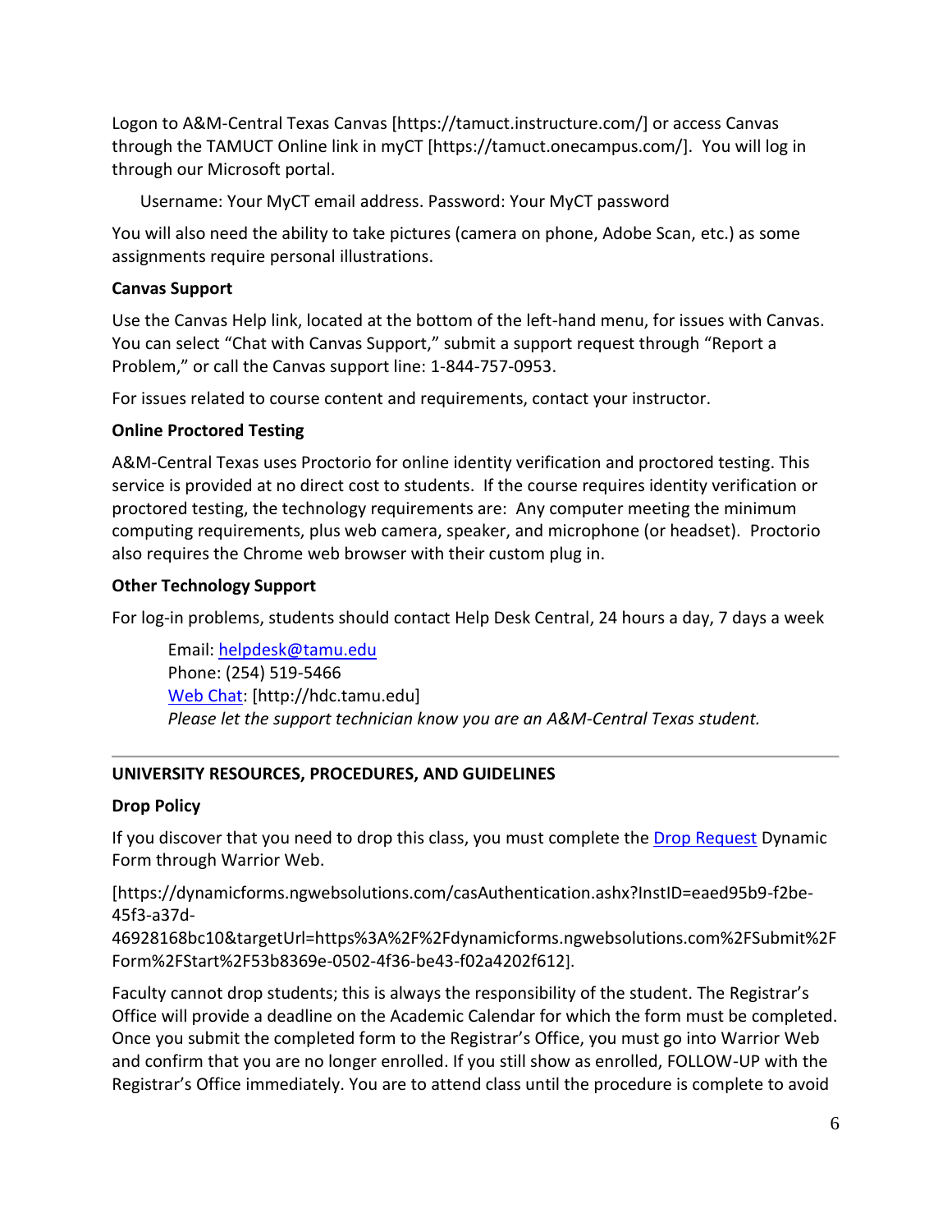Logon to A&M-Central Texas Canvas [https://tamuct.instructure.com/] or access Canvas through the TAMUCT Online link in myCT [https://tamuct.onecampus.com/]. You will log in through our Microsoft portal.

Username: Your MyCT email address. Password: Your MyCT password

You will also need the ability to take pictures (camera on phone, Adobe Scan, etc.) as some assignments require personal illustrations.

**Canvas Support**

Use the Canvas Help link, located at the bottom of the left-hand menu, for issues with Canvas. You can select "Chat with Canvas Support," submit a support request through "Report a Problem," or call the Canvas support line: 1-844-757-0953.

For issues related to course content and requirements, contact your instructor.

**Online Proctored Testing**

A&M-Central Texas uses Proctorio for online identity verification and proctored testing. This service is provided at no direct cost to students. If the course requires identity verification or proctored testing, the technology requirements are: Any computer meeting the minimum computing requirements, plus web camera, speaker, and microphone (or headset). Proctorio also requires the Chrome web browser with their custom plug in.

**Other Technology Support**

For log-in problems, students should contact Help Desk Central, 24 hours a day, 7 days a week

Email: helpdesk@tamu.edu
Phone: (254) 519-5466
Web Chat: [http://hdc.tamu.edu]
*Please let the support technician know you are an A&M-Central Texas student.*

---

**UNIVERSITY RESOURCES, PROCEDURES, AND GUIDELINES**

**Drop Policy**

If you discover that you need to drop this class, you must complete the Drop Request Dynamic Form through Warrior Web.

[https://dynamicforms.ngwebsolutions.com/casAuthentication.ashx?InstID=eaed95b9-f2be-45f3-a37d-46928168bc10&targetUrl=https%3A%2F%2Fdynamicforms.ngwebsolutions.com%2FSubmit%2FForm%2FStart%2F53b8369e-0502-4f36-be43-f02a4202f612].

Faculty cannot drop students; this is always the responsibility of the student. The Registrar's Office will provide a deadline on the Academic Calendar for which the form must be completed. Once you submit the completed form to the Registrar's Office, you must go into Warrior Web and confirm that you are no longer enrolled. If you still show as enrolled, FOLLOW-UP with the Registrar's Office immediately. You are to attend class until the procedure is complete to avoid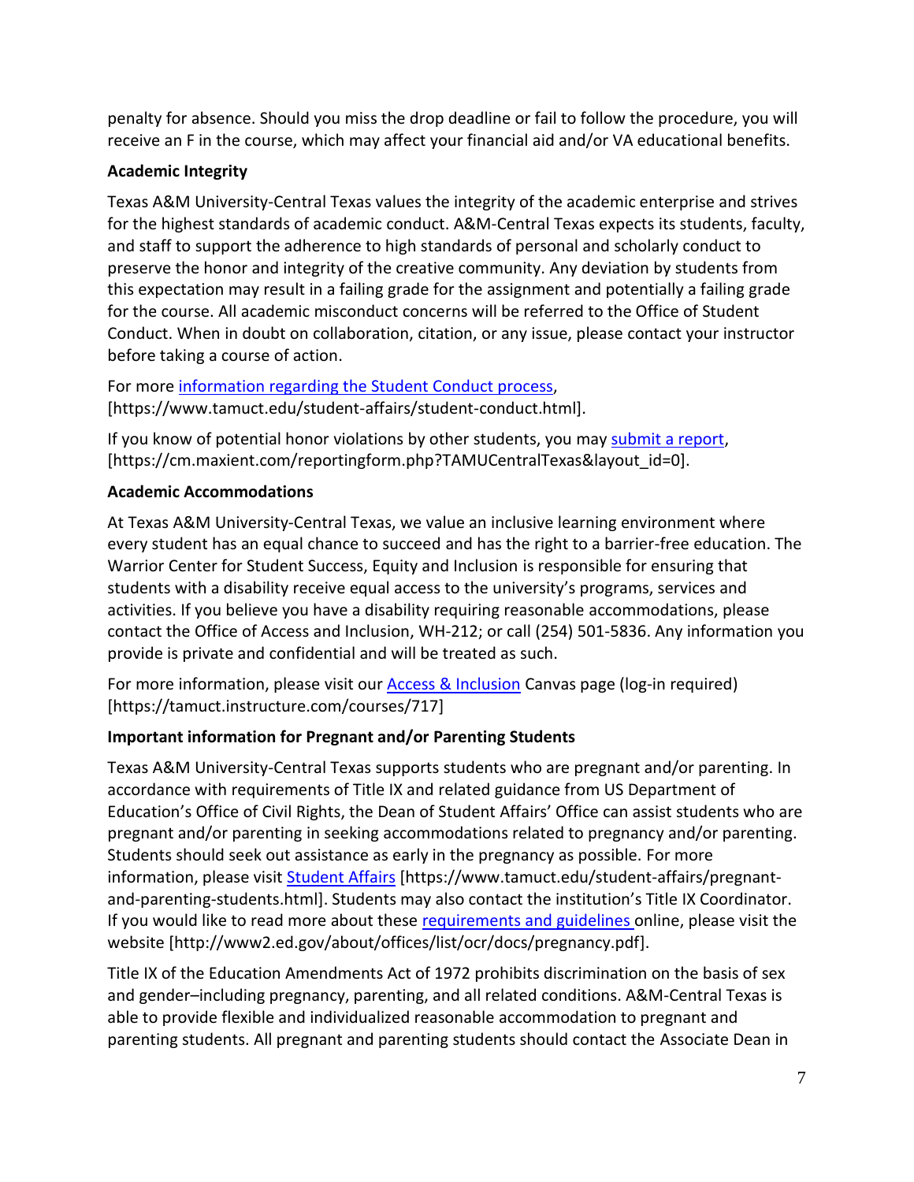penalty for absence. Should you miss the drop deadline or fail to follow the procedure, you will receive an F in the course, which may affect your financial aid and/or VA educational benefits.

**Academic Integrity**

Texas A&M University-Central Texas values the integrity of the academic enterprise and strives for the highest standards of academic conduct. A&M-Central Texas expects its students, faculty, and staff to support the adherence to high standards of personal and scholarly conduct to preserve the honor and integrity of the creative community. Any deviation by students from this expectation may result in a failing grade for the assignment and potentially a failing grade for the course. All academic misconduct concerns will be referred to the Office of Student Conduct. When in doubt on collaboration, citation, or any issue, please contact your instructor before taking a course of action.

For more [information regarding the Student Conduct process](https://www.tamuct.edu/student-affairs/student-conduct.html), [https://www.tamuct.edu/student-affairs/student-conduct.html].

If you know of potential honor violations by other students, you may [submit a report](https://cm.maxient.com/reportingform.php?TAMUCentralTexas&layout_id=0), [https://cm.maxient.com/reportingform.php?TAMUCentralTexas&layout_id=0].

**Academic Accommodations**

At Texas A&M University-Central Texas, we value an inclusive learning environment where every student has an equal chance to succeed and has the right to a barrier-free education. The Warrior Center for Student Success, Equity and Inclusion is responsible for ensuring that students with a disability receive equal access to the university's programs, services and activities. If you believe you have a disability requiring reasonable accommodations, please contact the Office of Access and Inclusion, WH-212; or call (254) 501-5836. Any information you provide is private and confidential and will be treated as such.

For more information, please visit our [Access & Inclusion](https://tamuct.instructure.com/courses/717) Canvas page (log-in required) [https://tamuct.instructure.com/courses/717]

**Important information for Pregnant and/or Parenting Students**

Texas A&M University-Central Texas supports students who are pregnant and/or parenting. In accordance with requirements of Title IX and related guidance from US Department of Education's Office of Civil Rights, the Dean of Student Affairs' Office can assist students who are pregnant and/or parenting in seeking accommodations related to pregnancy and/or parenting. Students should seek out assistance as early in the pregnancy as possible. For more information, please visit [Student Affairs](https://www.tamuct.edu/student-affairs/pregnant-and-parenting-students.html) [https://www.tamuct.edu/student-affairs/pregnant-and-parenting-students.html]. Students may also contact the institution's Title IX Coordinator. If you would like to read more about these [requirements and guidelines](http://www2.ed.gov/about/offices/list/ocr/docs/pregnancy.pdf) online, please visit the website [http://www2.ed.gov/about/offices/list/ocr/docs/pregnancy.pdf].

Title IX of the Education Amendments Act of 1972 prohibits discrimination on the basis of sex and gender–including pregnancy, parenting, and all related conditions. A&M-Central Texas is able to provide flexible and individualized reasonable accommodation to pregnant and parenting students. All pregnant and parenting students should contact the Associate Dean in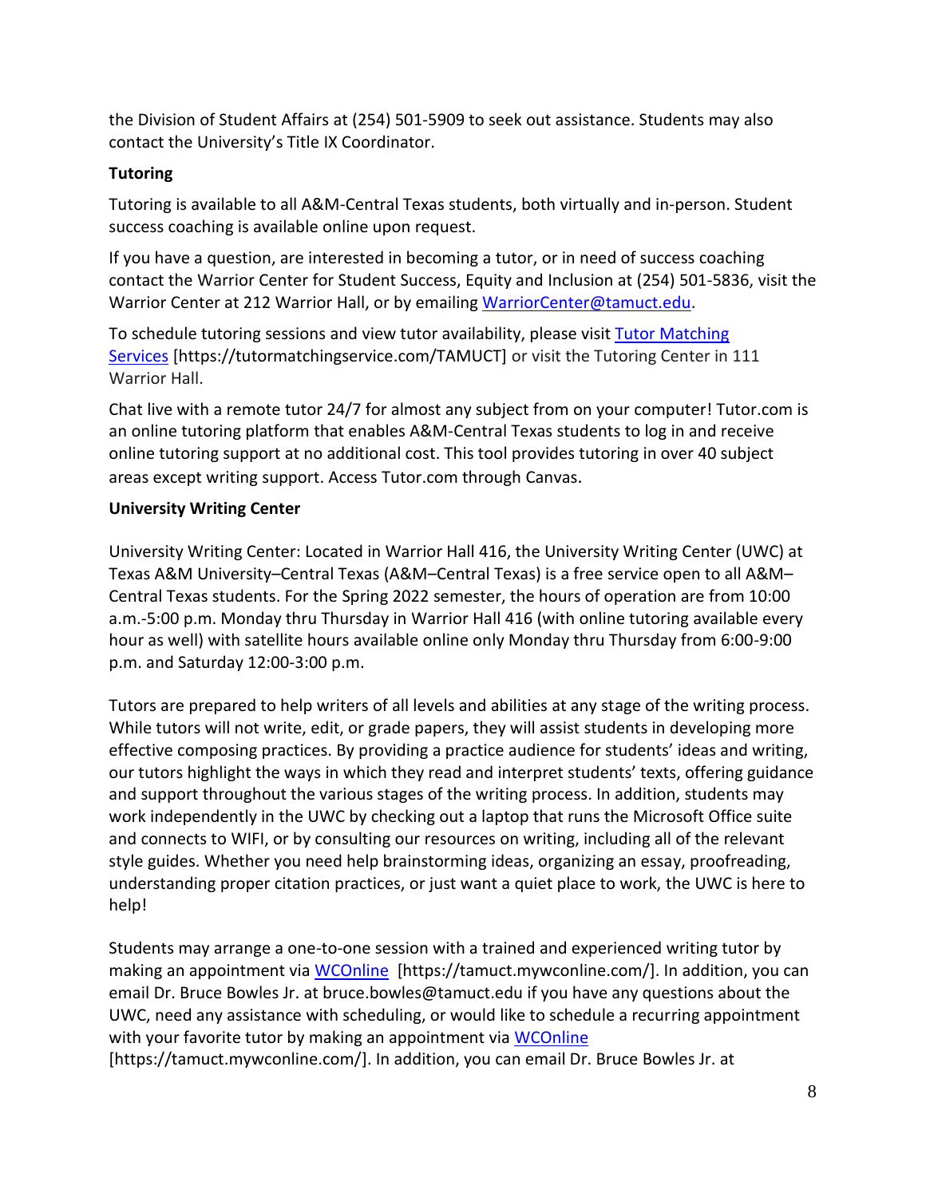the Division of Student Affairs at (254) 501-5909 to seek out assistance. Students may also contact the University's Title IX Coordinator.

**Tutoring**

Tutoring is available to all A&M-Central Texas students, both virtually and in-person. Student success coaching is available online upon request.

If you have a question, are interested in becoming a tutor, or in need of success coaching contact the Warrior Center for Student Success, Equity and Inclusion at (254) 501-5836, visit the Warrior Center at 212 Warrior Hall, or by emailing WarriorCenter@tamuct.edu.

To schedule tutoring sessions and view tutor availability, please visit Tutor Matching Services [https://tutormatchingservice.com/TAMUCT] or visit the Tutoring Center in 111 Warrior Hall.

Chat live with a remote tutor 24/7 for almost any subject from on your computer! Tutor.com is an online tutoring platform that enables A&M-Central Texas students to log in and receive online tutoring support at no additional cost. This tool provides tutoring in over 40 subject areas except writing support. Access Tutor.com through Canvas.

**University Writing Center**

University Writing Center: Located in Warrior Hall 416, the University Writing Center (UWC) at Texas A&M University–Central Texas (A&M–Central Texas) is a free service open to all A&M–Central Texas students. For the Spring 2022 semester, the hours of operation are from 10:00 a.m.-5:00 p.m. Monday thru Thursday in Warrior Hall 416 (with online tutoring available every hour as well) with satellite hours available online only Monday thru Thursday from 6:00-9:00 p.m. and Saturday 12:00-3:00 p.m.

Tutors are prepared to help writers of all levels and abilities at any stage of the writing process. While tutors will not write, edit, or grade papers, they will assist students in developing more effective composing practices. By providing a practice audience for students' ideas and writing, our tutors highlight the ways in which they read and interpret students' texts, offering guidance and support throughout the various stages of the writing process. In addition, students may work independently in the UWC by checking out a laptop that runs the Microsoft Office suite and connects to WIFI, or by consulting our resources on writing, including all of the relevant style guides. Whether you need help brainstorming ideas, organizing an essay, proofreading, understanding proper citation practices, or just want a quiet place to work, the UWC is here to help!

Students may arrange a one-to-one session with a trained and experienced writing tutor by making an appointment via WCOnline [https://tamuct.mywconline.com/]. In addition, you can email Dr. Bruce Bowles Jr. at bruce.bowles@tamuct.edu if you have any questions about the UWC, need any assistance with scheduling, or would like to schedule a recurring appointment with your favorite tutor by making an appointment via WCOnline [https://tamuct.mywconline.com/]. In addition, you can email Dr. Bruce Bowles Jr. at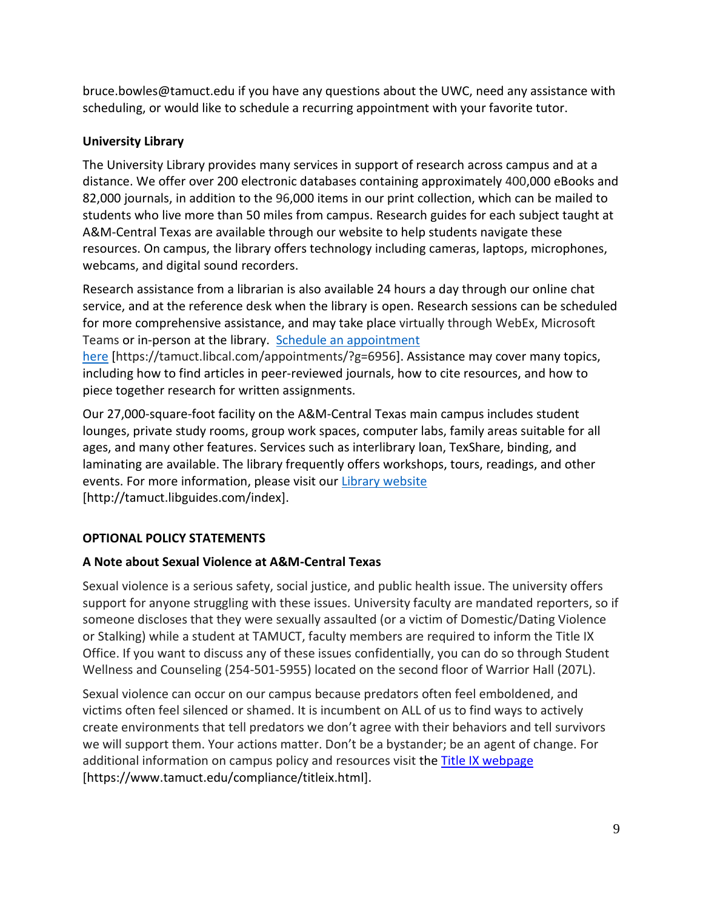bruce.bowles@tamuct.edu if you have any questions about the UWC, need any assistance with scheduling, or would like to schedule a recurring appointment with your favorite tutor.

**University Library**

The University Library provides many services in support of research across campus and at a distance. We offer over 200 electronic databases containing approximately 400,000 eBooks and 82,000 journals, in addition to the 96,000 items in our print collection, which can be mailed to students who live more than 50 miles from campus. Research guides for each subject taught at A&M-Central Texas are available through our website to help students navigate these resources. On campus, the library offers technology including cameras, laptops, microphones, webcams, and digital sound recorders.

Research assistance from a librarian is also available 24 hours a day through our online chat service, and at the reference desk when the library is open. Research sessions can be scheduled for more comprehensive assistance, and may take place virtually through WebEx, Microsoft Teams or in-person at the library. [Schedule an appointment here](https://tamuct.libcal.com/appointments/?g=6956) [https://tamuct.libcal.com/appointments/?g=6956]. Assistance may cover many topics, including how to find articles in peer-reviewed journals, how to cite resources, and how to piece together research for written assignments.

Our 27,000-square-foot facility on the A&M-Central Texas main campus includes student lounges, private study rooms, group work spaces, computer labs, family areas suitable for all ages, and many other features. Services such as interlibrary loan, TexShare, binding, and laminating are available. The library frequently offers workshops, tours, readings, and other events. For more information, please visit our [Library website](http://tamuct.libguides.com/index) [http://tamuct.libguides.com/index].

**OPTIONAL POLICY STATEMENTS**

**A Note about Sexual Violence at A&M-Central Texas**

Sexual violence is a serious safety, social justice, and public health issue. The university offers support for anyone struggling with these issues. University faculty are mandated reporters, so if someone discloses that they were sexually assaulted (or a victim of Domestic/Dating Violence or Stalking) while a student at TAMUCT, faculty members are required to inform the Title IX Office. If you want to discuss any of these issues confidentially, you can do so through Student Wellness and Counseling (254-501-5955) located on the second floor of Warrior Hall (207L).

Sexual violence can occur on our campus because predators often feel emboldened, and victims often feel silenced or shamed. It is incumbent on ALL of us to find ways to actively create environments that tell predators we don't agree with their behaviors and tell survivors we will support them. Your actions matter. Don't be a bystander; be an agent of change. For additional information on campus policy and resources visit the [Title IX webpage](https://www.tamuct.edu/compliance/titleix.html) [https://www.tamuct.edu/compliance/titleix.html].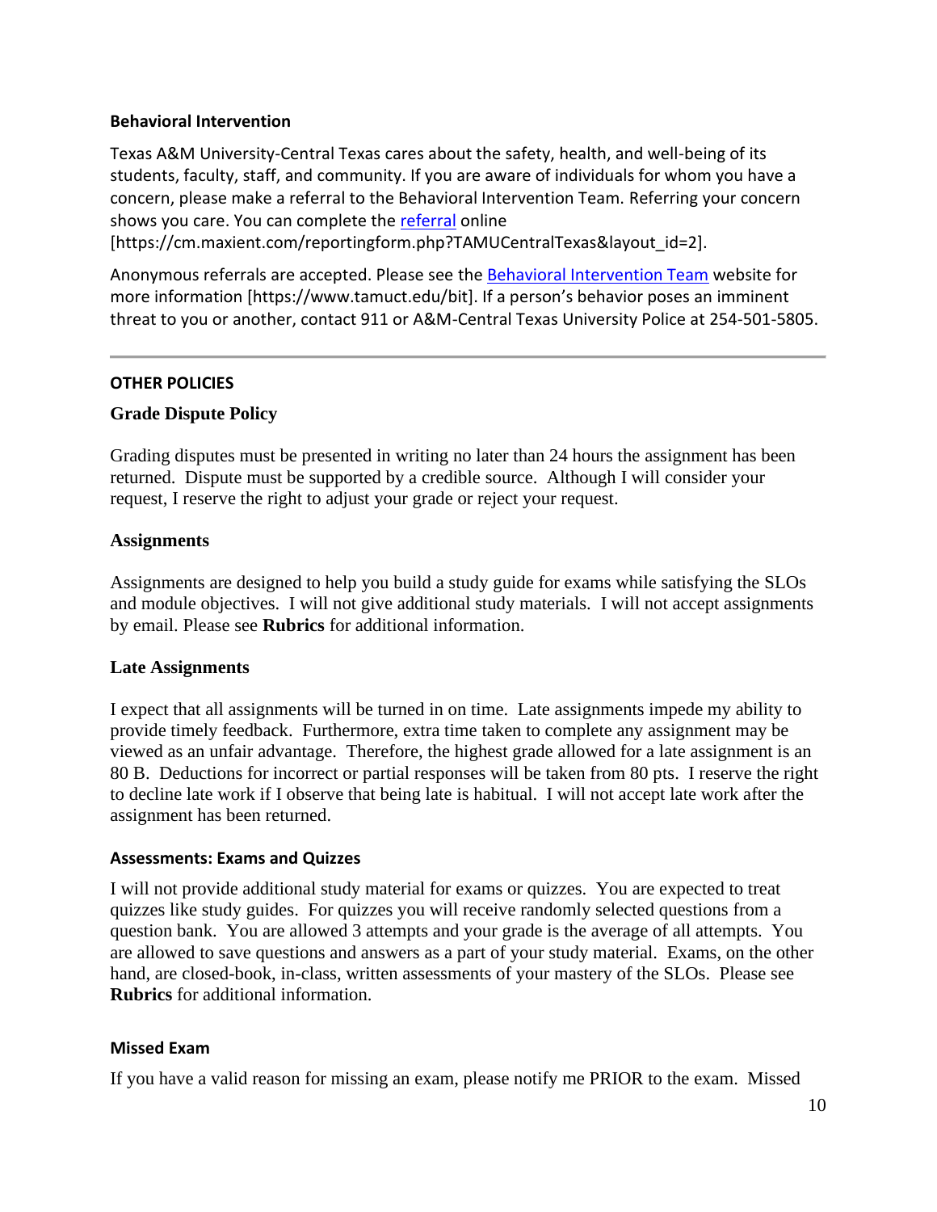### Behavioral Intervention

Texas A&M University-Central Texas cares about the safety, health, and well-being of its students, faculty, staff, and community. If you are aware of individuals for whom you have a concern, please make a referral to the Behavioral Intervention Team. Referring your concern shows you care. You can complete the referral online [https://cm.maxient.com/reportingform.php?TAMUCentralTexas&layout_id=2].

Anonymous referrals are accepted. Please see the Behavioral Intervention Team website for more information [https://www.tamuct.edu/bit]. If a person's behavior poses an imminent threat to you or another, contact 911 or A&M-Central Texas University Police at 254-501-5805.

---

## OTHER POLICIES

### Grade Dispute Policy

Grading disputes must be presented in writing no later than 24 hours the assignment has been returned. Dispute must be supported by a credible source. Although I will consider your request, I reserve the right to adjust your grade or reject your request.

### Assignments

Assignments are designed to help you build a study guide for exams while satisfying the SLOs and module objectives. I will not give additional study materials. I will not accept assignments by email. Please see **Rubrics** for additional information.

### Late Assignments

I expect that all assignments will be turned in on time. Late assignments impede my ability to provide timely feedback. Furthermore, extra time taken to complete any assignment may be viewed as an unfair advantage. Therefore, the highest grade allowed for a late assignment is an 80 B. Deductions for incorrect or partial responses will be taken from 80 pts. I reserve the right to decline late work if I observe that being late is habitual. I will not accept late work after the assignment has been returned.

### Assessments: Exams and Quizzes

I will not provide additional study material for exams or quizzes. You are expected to treat quizzes like study guides. For quizzes you will receive randomly selected questions from a question bank. You are allowed 3 attempts and your grade is the average of all attempts. You are allowed to save questions and answers as a part of your study material. Exams, on the other hand, are closed-book, in-class, written assessments of your mastery of the SLOs. Please see **Rubrics** for additional information.

### Missed Exam

If you have a valid reason for missing an exam, please notify me PRIOR to the exam. Missed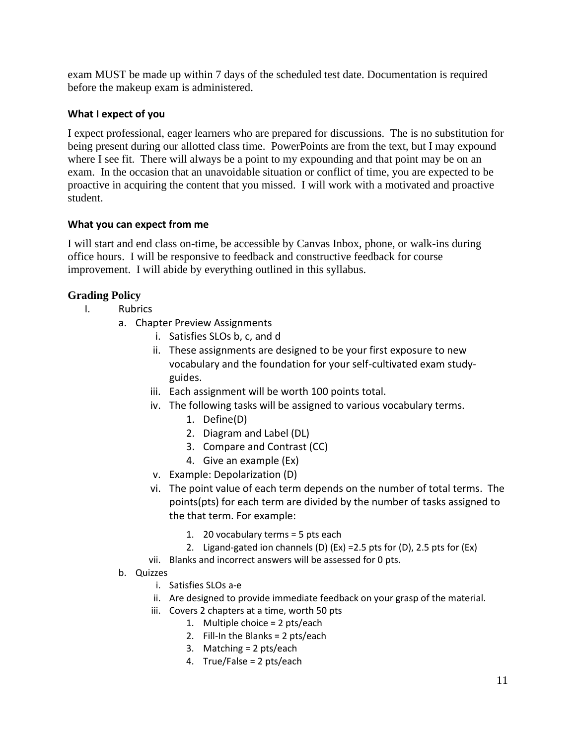exam MUST be made up within 7 days of the scheduled test date. Documentation is required before the makeup exam is administered.

### What I expect of you

I expect professional, eager learners who are prepared for discussions. The is no substitution for being present during our allotted class time. PowerPoints are from the text, but I may expound where I see fit. There will always be a point to my expounding and that point may be on an exam. In the occasion that an unavoidable situation or conflict of time, you are expected to be proactive in acquiring the content that you missed. I will work with a motivated and proactive student.

### What you can expect from me

I will start and end class on-time, be accessible by Canvas Inbox, phone, or walk-ins during office hours. I will be responsive to feedback and constructive feedback for course improvement. I will abide by everything outlined in this syllabus.

## Grading Policy

I. Rubrics
   a. Chapter Preview Assignments
      i. Satisfies SLOs b, c, and d
      ii. These assignments are designed to be your first exposure to new vocabulary and the foundation for your self-cultivated exam study-guides.
      iii. Each assignment will be worth 100 points total.
      iv. The following tasks will be assigned to various vocabulary terms.
         1. Define(D)
         2. Diagram and Label (DL)
         3. Compare and Contrast (CC)
         4. Give an example (Ex)
      v. Example: Depolarization (D)
      vi. The point value of each term depends on the number of total terms. The points(pts) for each term are divided by the number of tasks assigned to the that term. For example:
         1. 20 vocabulary terms = 5 pts each
         2. Ligand-gated ion channels (D) (Ex) =2.5 pts for (D), 2.5 pts for (Ex)
      vii. Blanks and incorrect answers will be assessed for 0 pts.
   b. Quizzes
      i. Satisfies SLOs a-e
      ii. Are designed to provide immediate feedback on your grasp of the material.
      iii. Covers 2 chapters at a time, worth 50 pts
         1. Multiple choice = 2 pts/each
         2. Fill-In the Blanks = 2 pts/each
         3. Matching = 2 pts/each
         4. True/False = 2 pts/each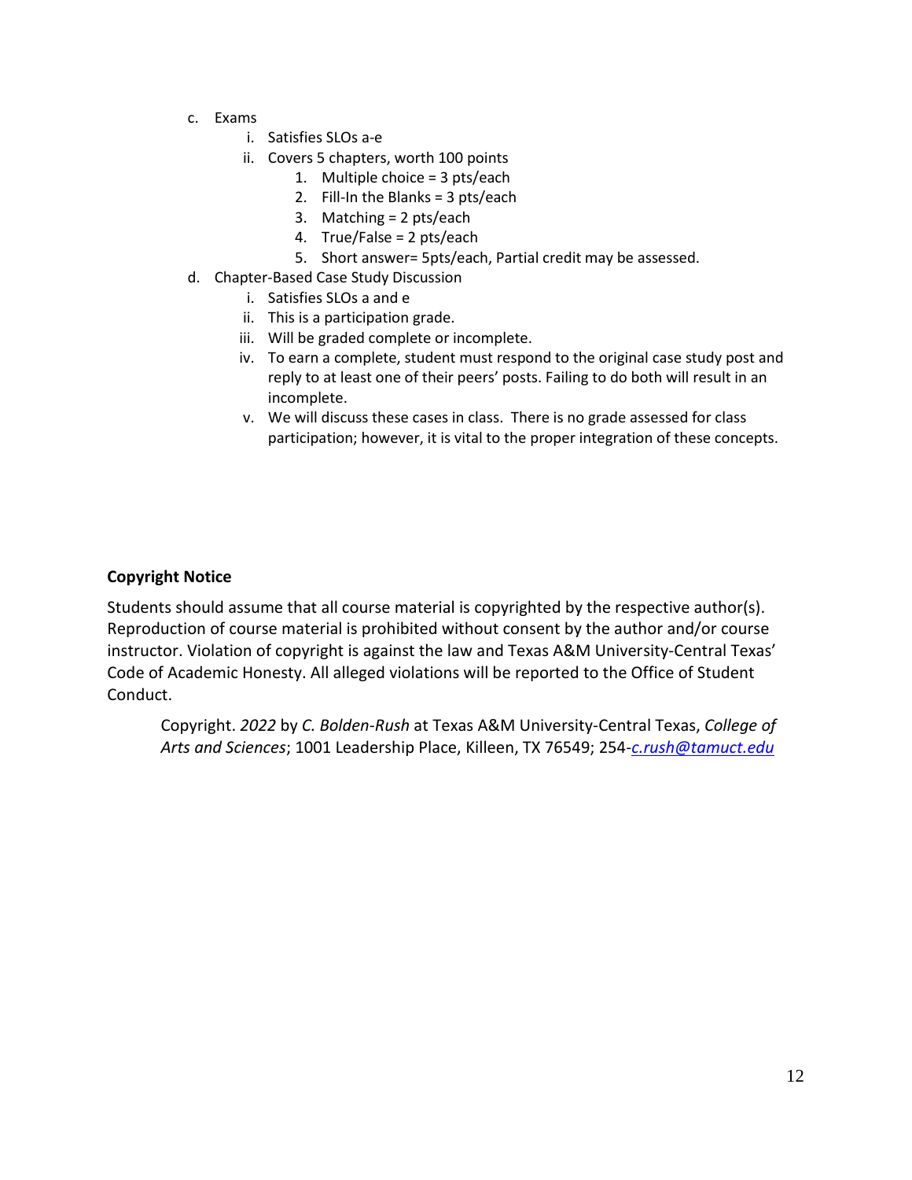c. Exams
   i. Satisfies SLOs a-e
   ii. Covers 5 chapters, worth 100 points
      1. Multiple choice = 3 pts/each
      2. Fill-In the Blanks = 3 pts/each
      3. Matching = 2 pts/each
      4. True/False = 2 pts/each
      5. Short answer= 5pts/each, Partial credit may be assessed.

d. Chapter-Based Case Study Discussion
   i. Satisfies SLOs a and e
   ii. This is a participation grade.
   iii. Will be graded complete or incomplete.
   iv. To earn a complete, student must respond to the original case study post and reply to at least one of their peers' posts. Failing to do both will result in an incomplete.
   v. We will discuss these cases in class. There is no grade assessed for class participation; however, it is vital to the proper integration of these concepts.

**Copyright Notice**

Students should assume that all course material is copyrighted by the respective author(s). Reproduction of course material is prohibited without consent by the author and/or course instructor. Violation of copyright is against the law and Texas A&M University-Central Texas' Code of Academic Honesty. All alleged violations will be reported to the Office of Student Conduct.

> Copyright. *2022* by *C. Bolden-Rush* at Texas A&M University-Central Texas, *College of Arts and Sciences*; 1001 Leadership Place, Killeen, TX 76549; 254-*c.rush@tamuct.edu*